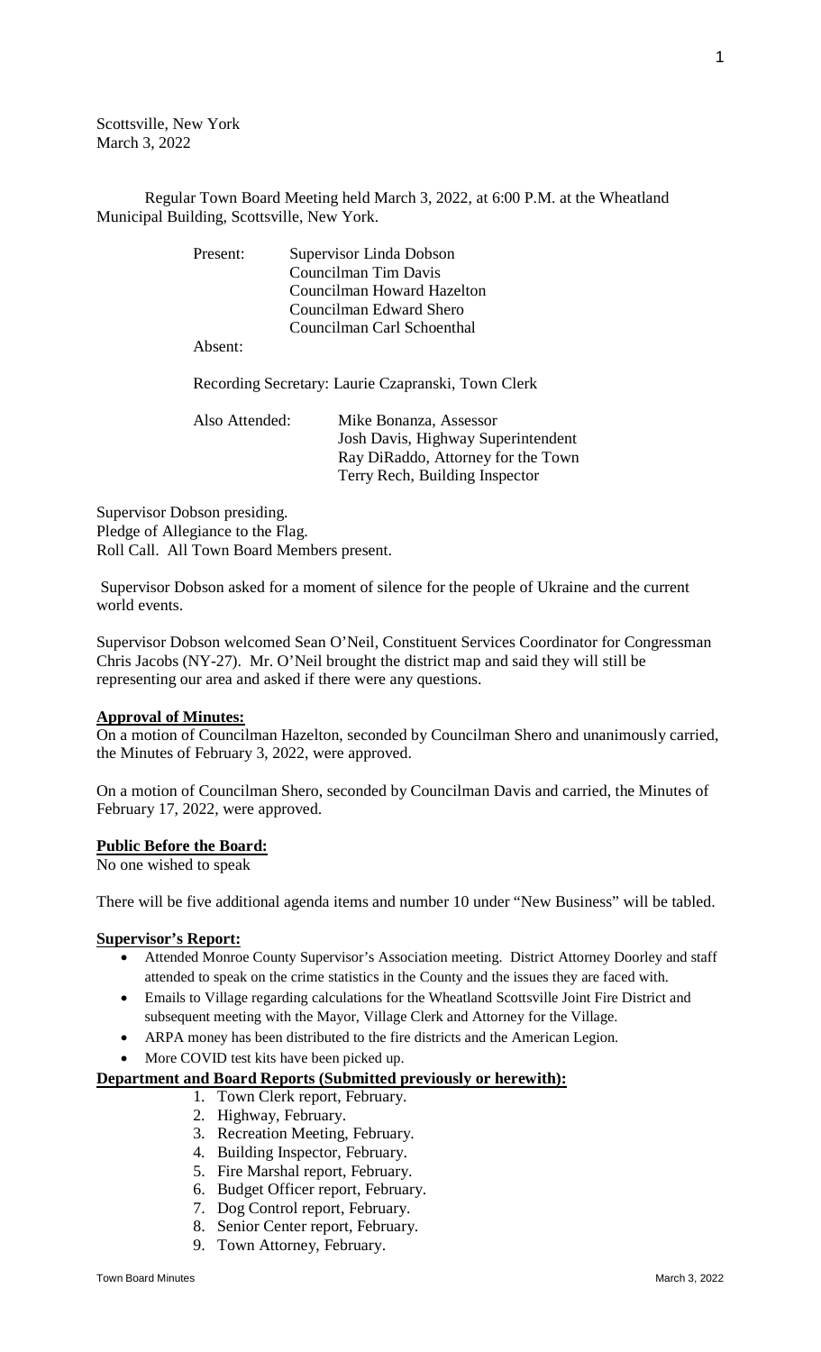Scottsville, New York
March 3, 2022

Regular Town Board Meeting held March 3, 2022, at 6:00 P.M. at the Wheatland Municipal Building, Scottsville, New York.

Present: Supervisor Linda Dobson
Councilman Tim Davis
Councilman Howard Hazelton
Councilman Edward Shero
Councilman Carl Schoenthal

Absent:

Recording Secretary: Laurie Czapranski, Town Clerk

Also Attended: Mike Bonanza, Assessor
Josh Davis, Highway Superintendent
Ray DiRaddo, Attorney for the Town
Terry Rech, Building Inspector

Supervisor Dobson presiding.
Pledge of Allegiance to the Flag.
Roll Call. All Town Board Members present.

Supervisor Dobson asked for a moment of silence for the people of Ukraine and the current world events.

Supervisor Dobson welcomed Sean O'Neil, Constituent Services Coordinator for Congressman Chris Jacobs (NY-27). Mr. O'Neil brought the district map and said they will still be representing our area and asked if there were any questions.

**Approval of Minutes:**

On a motion of Councilman Hazelton, seconded by Councilman Shero and unanimously carried, the Minutes of February 3, 2022, were approved.

On a motion of Councilman Shero, seconded by Councilman Davis and carried, the Minutes of February 17, 2022, were approved.

**Public Before the Board:**

No one wished to speak

There will be five additional agenda items and number 10 under "New Business" will be tabled.

**Supervisor's Report:**

- Attended Monroe County Supervisor's Association meeting. District Attorney Doorley and staff attended to speak on the crime statistics in the County and the issues they are faced with.
- Emails to Village regarding calculations for the Wheatland Scottsville Joint Fire District and subsequent meeting with the Mayor, Village Clerk and Attorney for the Village.
- ARPA money has been distributed to the fire districts and the American Legion.
- More COVID test kits have been picked up.

**Department and Board Reports (Submitted previously or herewith):**

1. Town Clerk report, February.
2. Highway, February.
3. Recreation Meeting, February.
4. Building Inspector, February.
5. Fire Marshal report, February.
6. Budget Officer report, February.
7. Dog Control report, February.
8. Senior Center report, February.
9. Town Attorney, February.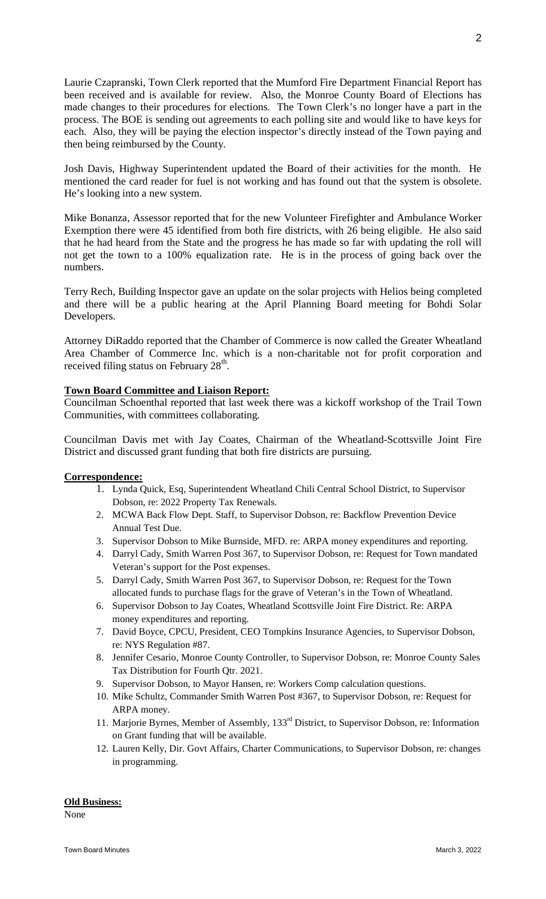Laurie Czapranski, Town Clerk reported that the Mumford Fire Department Financial Report has been received and is available for review. Also, the Monroe County Board of Elections has made changes to their procedures for elections. The Town Clerk's no longer have a part in the process. The BOE is sending out agreements to each polling site and would like to have keys for each. Also, they will be paying the election inspector's directly instead of the Town paying and then being reimbursed by the County.

Josh Davis, Highway Superintendent updated the Board of their activities for the month. He mentioned the card reader for fuel is not working and has found out that the system is obsolete. He's looking into a new system.

Mike Bonanza, Assessor reported that for the new Volunteer Firefighter and Ambulance Worker Exemption there were 45 identified from both fire districts, with 26 being eligible. He also said that he had heard from the State and the progress he has made so far with updating the roll will not get the town to a 100% equalization rate. He is in the process of going back over the numbers.

Terry Rech, Building Inspector gave an update on the solar projects with Helios being completed and there will be a public hearing at the April Planning Board meeting for Bohdi Solar Developers.

Attorney DiRaddo reported that the Chamber of Commerce is now called the Greater Wheatland Area Chamber of Commerce Inc. which is a non-charitable not for profit corporation and received filing status on February 28th.

**Town Board Committee and Liaison Report:**

Councilman Schoenthal reported that last week there was a kickoff workshop of the Trail Town Communities, with committees collaborating.

Councilman Davis met with Jay Coates, Chairman of the Wheatland-Scottsville Joint Fire District and discussed grant funding that both fire districts are pursuing.

**Correspondence:**

1. Lynda Quick, Esq, Superintendent Wheatland Chili Central School District, to Supervisor Dobson, re: 2022 Property Tax Renewals.
2. MCWA Back Flow Dept. Staff, to Supervisor Dobson, re: Backflow Prevention Device Annual Test Due.
3. Supervisor Dobson to Mike Burnside, MFD. re: ARPA money expenditures and reporting.
4. Darryl Cady, Smith Warren Post 367, to Supervisor Dobson, re: Request for Town mandated Veteran's support for the Post expenses.
5. Darryl Cady, Smith Warren Post 367, to Supervisor Dobson, re: Request for the Town allocated funds to purchase flags for the grave of Veteran's in the Town of Wheatland.
6. Supervisor Dobson to Jay Coates, Wheatland Scottsville Joint Fire District. Re: ARPA money expenditures and reporting.
7. David Boyce, CPCU, President, CEO Tompkins Insurance Agencies, to Supervisor Dobson, re: NYS Regulation #87.
8. Jennifer Cesario, Monroe County Controller, to Supervisor Dobson, re: Monroe County Sales Tax Distribution for Fourth Qtr. 2021.
9. Supervisor Dobson, to Mayor Hansen, re: Workers Comp calculation questions.
10. Mike Schultz, Commander Smith Warren Post #367, to Supervisor Dobson, re: Request for ARPA money.
11. Marjorie Byrnes, Member of Assembly, 133rd District, to Supervisor Dobson, re: Information on Grant funding that will be available.
12. Lauren Kelly, Dir. Govt Affairs, Charter Communications, to Supervisor Dobson, re: changes in programming.

**Old Business:**

None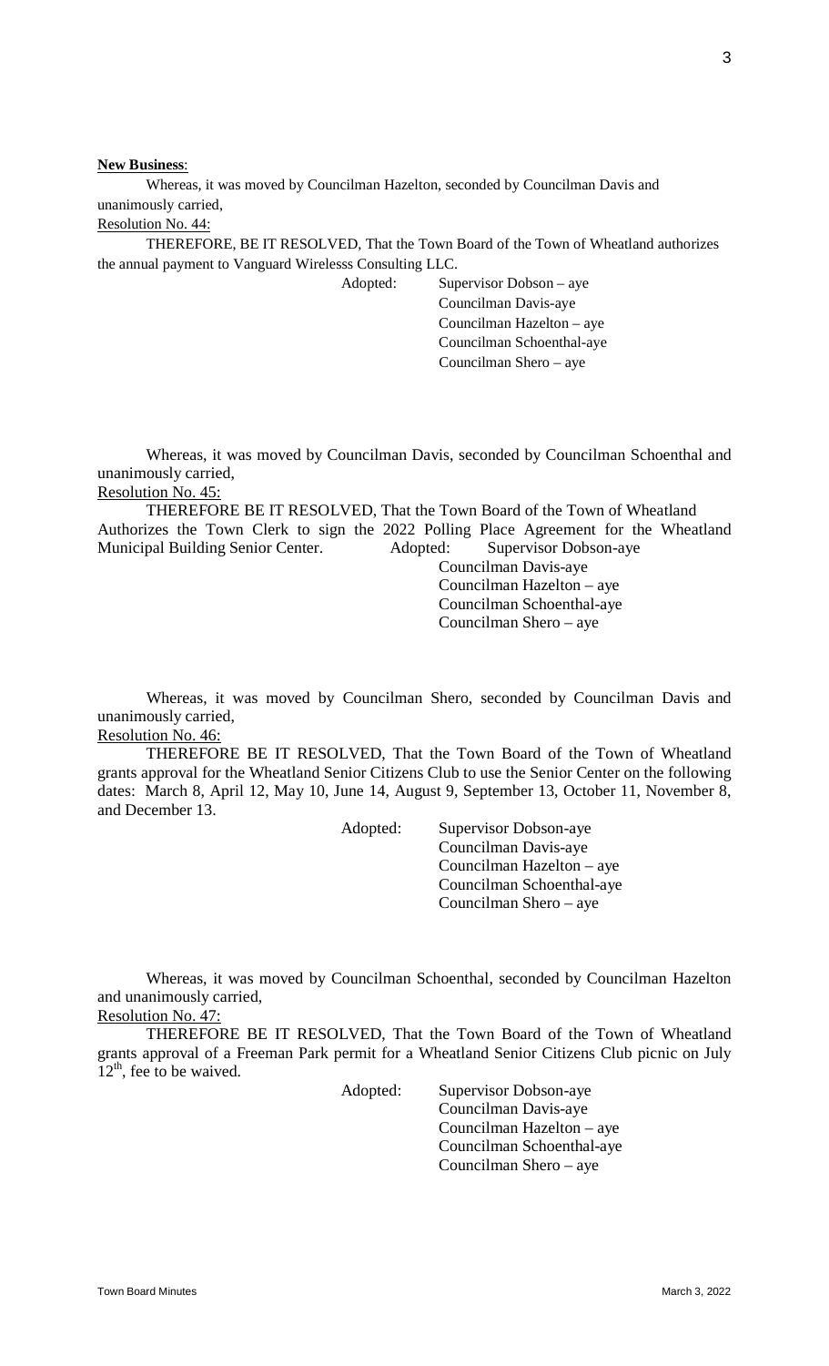**New Business**:

Whereas, it was moved by Councilman Hazelton, seconded by Councilman Davis and unanimously carried,

Resolution No. 44:

THEREFORE, BE IT RESOLVED, That the Town Board of the Town of Wheatland authorizes the annual payment to Vanguard Wirelesss Consulting LLC.

Adopted: Supervisor Dobson – aye
Councilman Davis-aye
Councilman Hazelton – aye
Councilman Schoenthal-aye
Councilman Shero – aye

Whereas, it was moved by Councilman Davis, seconded by Councilman Schoenthal and unanimously carried,

Resolution No. 45:

THEREFORE BE IT RESOLVED, That the Town Board of the Town of Wheatland Authorizes the Town Clerk to sign the 2022 Polling Place Agreement for the Wheatland Municipal Building Senior Center.

Adopted: Supervisor Dobson-aye
Councilman Davis-aye
Councilman Hazelton – aye
Councilman Schoenthal-aye
Councilman Shero – aye

Whereas, it was moved by Councilman Shero, seconded by Councilman Davis and unanimously carried,

Resolution No. 46:

THEREFORE BE IT RESOLVED, That the Town Board of the Town of Wheatland grants approval for the Wheatland Senior Citizens Club to use the Senior Center on the following dates: March 8, April 12, May 10, June 14, August 9, September 13, October 11, November 8, and December 13.

Adopted: Supervisor Dobson-aye
Councilman Davis-aye
Councilman Hazelton – aye
Councilman Schoenthal-aye
Councilman Shero – aye

Whereas, it was moved by Councilman Schoenthal, seconded by Councilman Hazelton and unanimously carried,

Resolution No. 47:

THEREFORE BE IT RESOLVED, That the Town Board of the Town of Wheatland grants approval of a Freeman Park permit for a Wheatland Senior Citizens Club picnic on July 12th, fee to be waived.

Adopted: Supervisor Dobson-aye
Councilman Davis-aye
Councilman Hazelton – aye
Councilman Schoenthal-aye
Councilman Shero – aye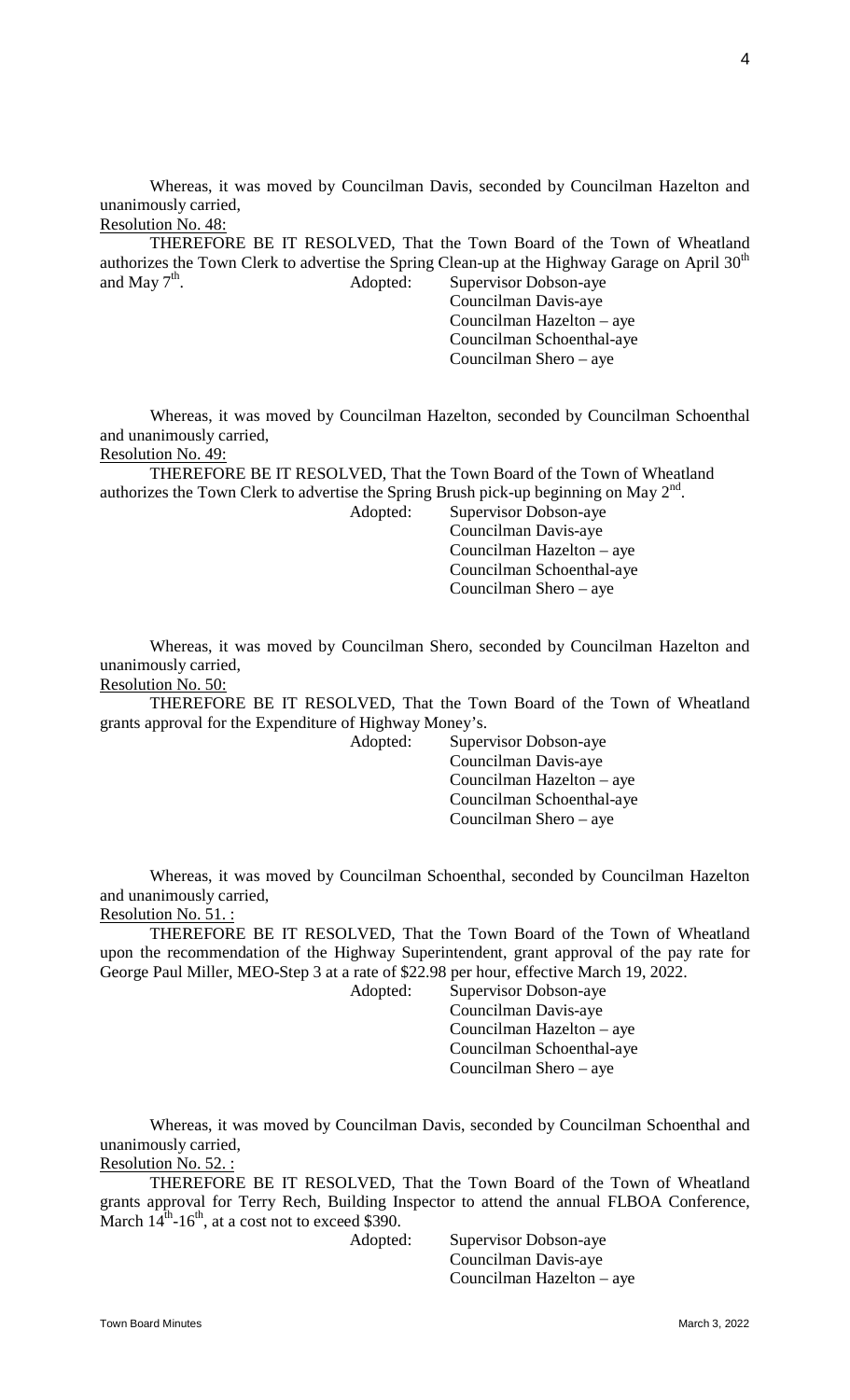Whereas, it was moved by Councilman Davis, seconded by Councilman Hazelton and unanimously carried,

Resolution No. 48:

THEREFORE BE IT RESOLVED, That the Town Board of the Town of Wheatland authorizes the Town Clerk to advertise the Spring Clean-up at the Highway Garage on April 30th and May 7th.

Adopted:
Supervisor Dobson-aye
Councilman Davis-aye
Councilman Hazelton – aye
Councilman Schoenthal-aye
Councilman Shero – aye

Whereas, it was moved by Councilman Hazelton, seconded by Councilman Schoenthal and unanimously carried,

Resolution No. 49:

THEREFORE BE IT RESOLVED, That the Town Board of the Town of Wheatland authorizes the Town Clerk to advertise the Spring Brush pick-up beginning on May 2nd.

Adopted:
Supervisor Dobson-aye
Councilman Davis-aye
Councilman Hazelton – aye
Councilman Schoenthal-aye
Councilman Shero – aye

Whereas, it was moved by Councilman Shero, seconded by Councilman Hazelton and unanimously carried,

Resolution No. 50:

THEREFORE BE IT RESOLVED, That the Town Board of the Town of Wheatland grants approval for the Expenditure of Highway Money's.

Adopted:
Supervisor Dobson-aye
Councilman Davis-aye
Councilman Hazelton – aye
Councilman Schoenthal-aye
Councilman Shero – aye

Whereas, it was moved by Councilman Schoenthal, seconded by Councilman Hazelton and unanimously carried,

Resolution No. 51. :

THEREFORE BE IT RESOLVED, That the Town Board of the Town of Wheatland upon the recommendation of the Highway Superintendent, grant approval of the pay rate for George Paul Miller, MEO-Step 3 at a rate of $22.98 per hour, effective March 19, 2022.

Adopted:
Supervisor Dobson-aye
Councilman Davis-aye
Councilman Hazelton – aye
Councilman Schoenthal-aye
Councilman Shero – aye

Whereas, it was moved by Councilman Davis, seconded by Councilman Schoenthal and unanimously carried,

Resolution No. 52. :

THEREFORE BE IT RESOLVED, That the Town Board of the Town of Wheatland grants approval for Terry Rech, Building Inspector to attend the annual FLBOA Conference, March 14th-16th, at a cost not to exceed $390.

Adopted:
Supervisor Dobson-aye
Councilman Davis-aye
Councilman Hazelton – aye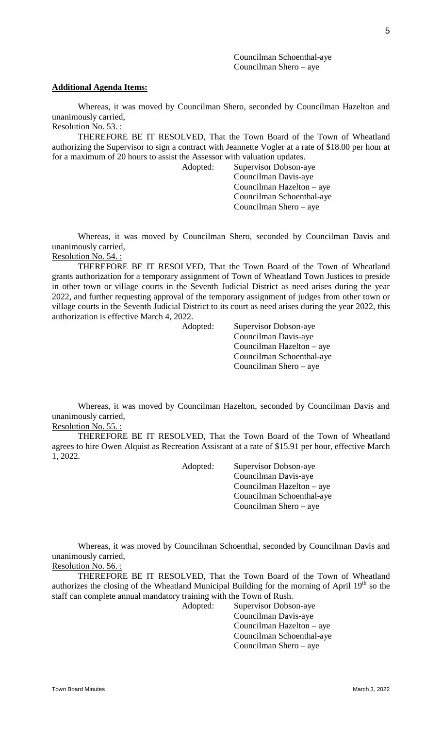Councilman Schoenthal-aye
Councilman Shero – aye

**Additional Agenda Items:**

Whereas, it was moved by Councilman Shero, seconded by Councilman Hazelton and unanimously carried,

Resolution No. 53. :

THEREFORE BE IT RESOLVED, That the Town Board of the Town of Wheatland authorizing the Supervisor to sign a contract with Jeannette Vogler at a rate of $18.00 per hour at for a maximum of 20 hours to assist the Assessor with valuation updates.

Adopted: Supervisor Dobson-aye
Councilman Davis-aye
Councilman Hazelton – aye
Councilman Schoenthal-aye
Councilman Shero – aye

Whereas, it was moved by Councilman Shero, seconded by Councilman Davis and unanimously carried,

Resolution No. 54. :

THEREFORE BE IT RESOLVED, That the Town Board of the Town of Wheatland grants authorization for a temporary assignment of Town of Wheatland Town Justices to preside in other town or village courts in the Seventh Judicial District as need arises during the year 2022, and further requesting approval of the temporary assignment of judges from other town or village courts in the Seventh Judicial District to its court as need arises during the year 2022, this authorization is effective March 4, 2022.

Adopted: Supervisor Dobson-aye
Councilman Davis-aye
Councilman Hazelton – aye
Councilman Schoenthal-aye
Councilman Shero – aye

Whereas, it was moved by Councilman Hazelton, seconded by Councilman Davis and unanimously carried,

Resolution No. 55. :

THEREFORE BE IT RESOLVED, That the Town Board of the Town of Wheatland agrees to hire Owen Alquist as Recreation Assistant at a rate of $15.91 per hour, effective March 1, 2022.

Adopted: Supervisor Dobson-aye
Councilman Davis-aye
Councilman Hazelton – aye
Councilman Schoenthal-aye
Councilman Shero – aye

Whereas, it was moved by Councilman Schoenthal, seconded by Councilman Davis and unanimously carried,

Resolution No. 56. :

THEREFORE BE IT RESOLVED, That the Town Board of the Town of Wheatland authorizes the closing of the Wheatland Municipal Building for the morning of April 19th so the staff can complete annual mandatory training with the Town of Rush.

Adopted: Supervisor Dobson-aye
Councilman Davis-aye
Councilman Hazelton – aye
Councilman Schoenthal-aye
Councilman Shero – aye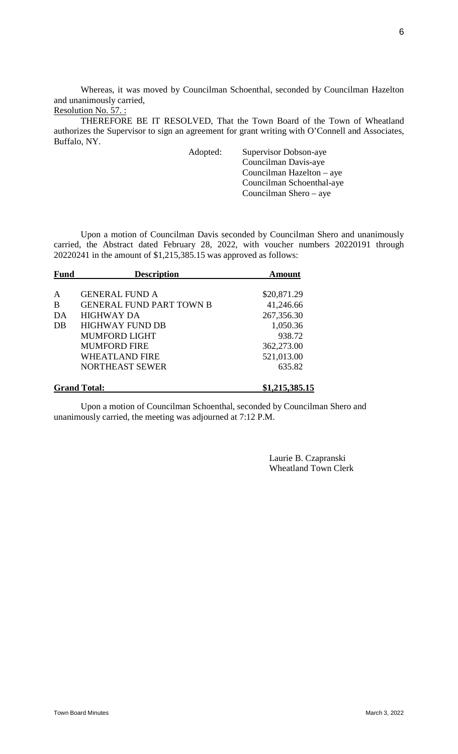Whereas, it was moved by Councilman Schoenthal, seconded by Councilman Hazelton and unanimously carried,

Resolution No. 57. :

THEREFORE BE IT RESOLVED, That the Town Board of the Town of Wheatland authorizes the Supervisor to sign an agreement for grant writing with O'Connell and Associates, Buffalo, NY.

Adopted: Supervisor Dobson-aye
Councilman Davis-aye
Councilman Hazelton – aye
Councilman Schoenthal-aye
Councilman Shero – aye

Upon a motion of Councilman Davis seconded by Councilman Shero and unanimously carried, the Abstract dated February 28, 2022, with voucher numbers 20220191 through 20220241 in the amount of $1,215,385.15 was approved as follows:

| Fund | Description | Amount |
|---|---|---|
| A | GENERAL FUND A | $20,871.29 |
| B | GENERAL FUND PART TOWN B | 41,246.66 |
| DA | HIGHWAY DA | 267,356.30 |
| DB | HIGHWAY FUND DB | 1,050.36 |
| | MUMFORD LIGHT | 938.72 |
| | MUMFORD FIRE | 362,273.00 |
| | WHEATLAND FIRE | 521,013.00 |
| | NORTHEAST SEWER | 635.82 |
| **Grand Total:** | | **$1,215,385.15** |

Upon a motion of Councilman Schoenthal, seconded by Councilman Shero and unanimously carried, the meeting was adjourned at 7:12 P.M.

Laurie B. Czapranski
Wheatland Town Clerk